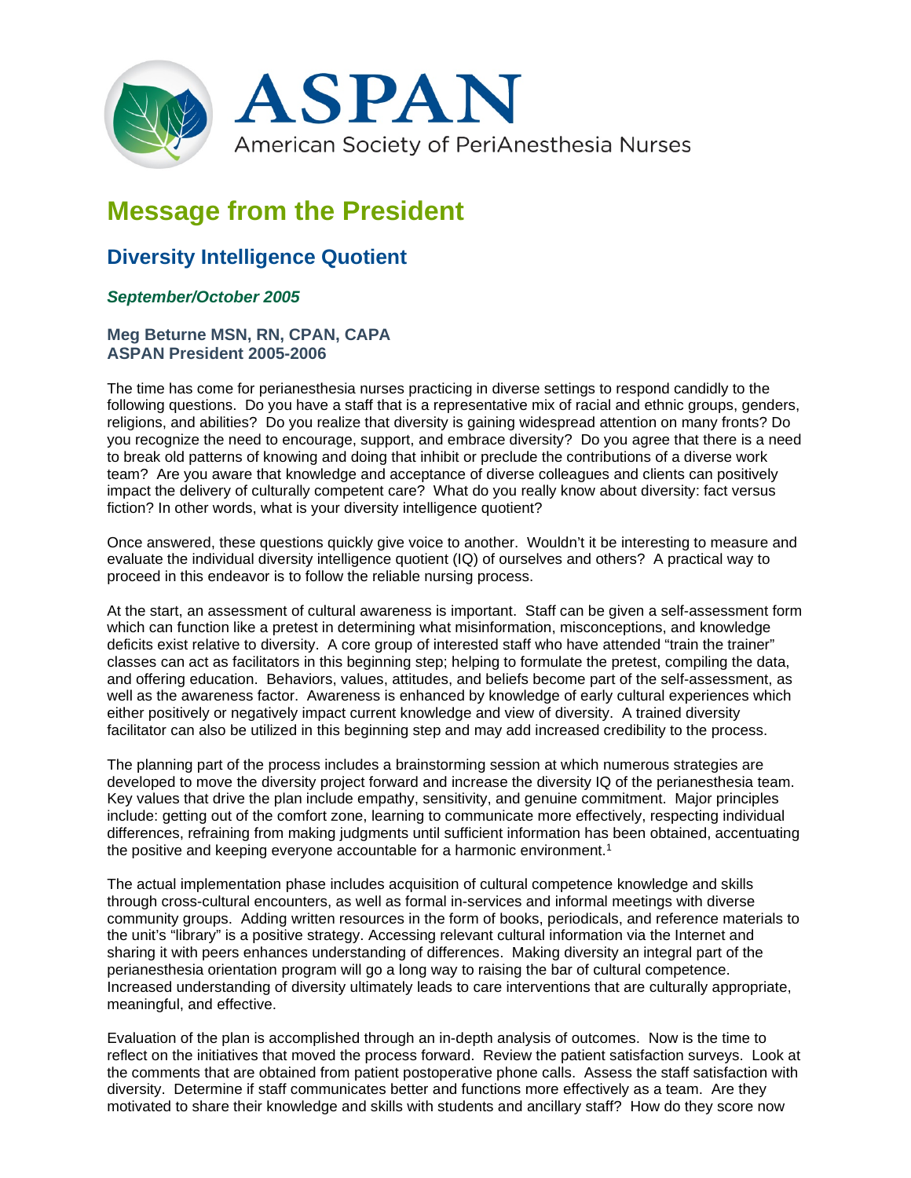ASPAN

American Society of PeriAnesthesia Nurses

# Message from the President

## Diversity Intelligence Quotient

*September/October 2005*

**Meg Beturne MSN, RN, CPAN, CAPA**
**ASPAN President 2005-2006**

The time has come for perianesthesia nurses practicing in diverse settings to respond candidly to the following questions. Do you have a staff that is a representative mix of racial and ethnic groups, genders, religions, and abilities? Do you realize that diversity is gaining widespread attention on many fronts? Do you recognize the need to encourage, support, and embrace diversity? Do you agree that there is a need to break old patterns of knowing and doing that inhibit or preclude the contributions of a diverse work team? Are you aware that knowledge and acceptance of diverse colleagues and clients can positively impact the delivery of culturally competent care? What do you really know about diversity: fact versus fiction? In other words, what is your diversity intelligence quotient?

Once answered, these questions quickly give voice to another. Wouldn't it be interesting to measure and evaluate the individual diversity intelligence quotient (IQ) of ourselves and others? A practical way to proceed in this endeavor is to follow the reliable nursing process.

At the start, an assessment of cultural awareness is important. Staff can be given a self-assessment form which can function like a pretest in determining what misinformation, misconceptions, and knowledge deficits exist relative to diversity. A core group of interested staff who have attended "train the trainer" classes can act as facilitators in this beginning step; helping to formulate the pretest, compiling the data, and offering education. Behaviors, values, attitudes, and beliefs become part of the self-assessment, as well as the awareness factor. Awareness is enhanced by knowledge of early cultural experiences which either positively or negatively impact current knowledge and view of diversity. A trained diversity facilitator can also be utilized in this beginning step and may add increased credibility to the process.

The planning part of the process includes a brainstorming session at which numerous strategies are developed to move the diversity project forward and increase the diversity IQ of the perianesthesia team. Key values that drive the plan include empathy, sensitivity, and genuine commitment. Major principles include: getting out of the comfort zone, learning to communicate more effectively, respecting individual differences, refraining from making judgments until sufficient information has been obtained, accentuating the positive and keeping everyone accountable for a harmonic environment.[1]

The actual implementation phase includes acquisition of cultural competence knowledge and skills through cross-cultural encounters, as well as formal in-services and informal meetings with diverse community groups. Adding written resources in the form of books, periodicals, and reference materials to the unit's "library" is a positive strategy. Accessing relevant cultural information via the Internet and sharing it with peers enhances understanding of differences. Making diversity an integral part of the perianesthesia orientation program will go a long way to raising the bar of cultural competence. Increased understanding of diversity ultimately leads to care interventions that are culturally appropriate, meaningful, and effective.

Evaluation of the plan is accomplished through an in-depth analysis of outcomes. Now is the time to reflect on the initiatives that moved the process forward. Review the patient satisfaction surveys. Look at the comments that are obtained from patient postoperative phone calls. Assess the staff satisfaction with diversity. Determine if staff communicates better and functions more effectively as a team. Are they motivated to share their knowledge and skills with students and ancillary staff? How do they score now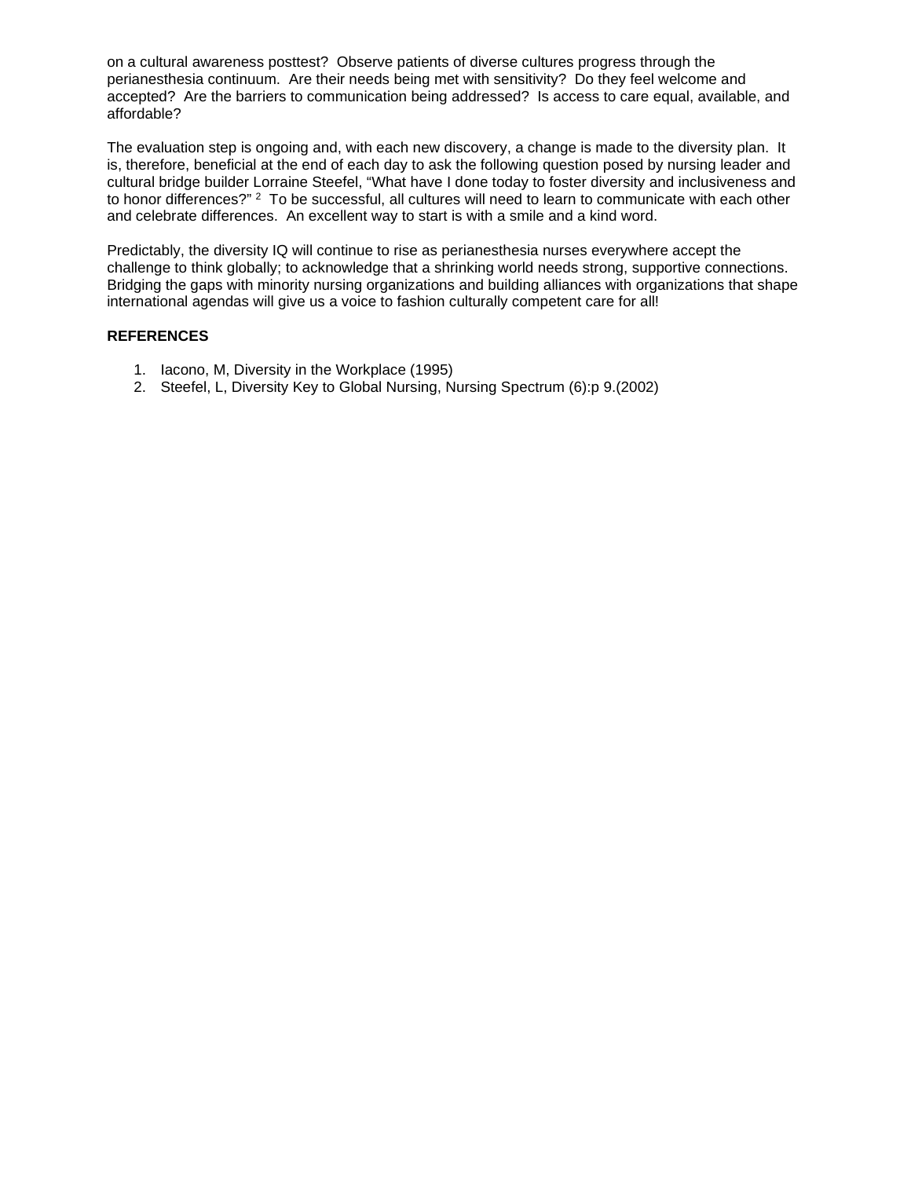on a cultural awareness posttest? Observe patients of diverse cultures progress through the perianesthesia continuum. Are their needs being met with sensitivity? Do they feel welcome and accepted? Are the barriers to communication being addressed? Is access to care equal, available, and affordable?

The evaluation step is ongoing and, with each new discovery, a change is made to the diversity plan. It is, therefore, beneficial at the end of each day to ask the following question posed by nursing leader and cultural bridge builder Lorraine Steefel, "What have I done today to foster diversity and inclusiveness and to honor differences?" [2] To be successful, all cultures will need to learn to communicate with each other and celebrate differences. An excellent way to start is with a smile and a kind word.

Predictably, the diversity IQ will continue to rise as perianesthesia nurses everywhere accept the challenge to think globally; to acknowledge that a shrinking world needs strong, supportive connections. Bridging the gaps with minority nursing organizations and building alliances with organizations that shape international agendas will give us a voice to fashion culturally competent care for all!

**REFERENCES**

1. Iacono, M, Diversity in the Workplace (1995)
2. Steefel, L, Diversity Key to Global Nursing, Nursing Spectrum (6):p 9.(2002)